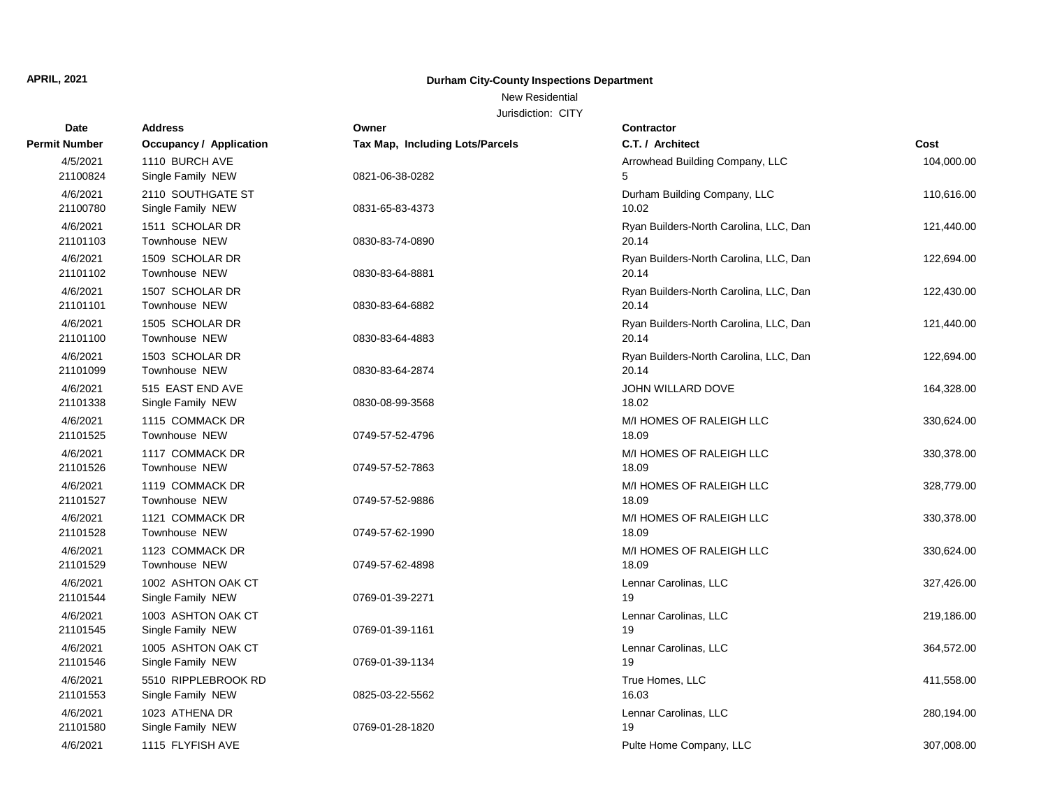**APRIL, 2021**

**Durham City-County Inspections Department**

New Residential

Jurisdiction: CITY

| Date<br>Permit Number | Address<br>Occupancy / Application | Owner<br>Tax Map, Including Lots/Parcels | Contractor<br>C.T. / Architect | Cost |
|---|---|---|---|---|
| 4/5/2021<br>21100824 | 1110 BURCH AVE<br>Single Family NEW | 0821-06-38-0282 | Arrowhead Building Company, LLC<br>5 | 104,000.00 |
| 4/6/2021<br>21100780 | 2110 SOUTHGATE ST<br>Single Family NEW | 0831-65-83-4373 | Durham Building Company, LLC<br>10.02 | 110,616.00 |
| 4/6/2021<br>21101103 | 1511 SCHOLAR DR<br>Townhouse NEW | 0830-83-74-0890 | Ryan Builders-North Carolina, LLC, Dan<br>20.14 | 121,440.00 |
| 4/6/2021<br>21101102 | 1509 SCHOLAR DR<br>Townhouse NEW | 0830-83-64-8881 | Ryan Builders-North Carolina, LLC, Dan<br>20.14 | 122,694.00 |
| 4/6/2021<br>21101101 | 1507 SCHOLAR DR<br>Townhouse NEW | 0830-83-64-6882 | Ryan Builders-North Carolina, LLC, Dan<br>20.14 | 122,430.00 |
| 4/6/2021<br>21101100 | 1505 SCHOLAR DR<br>Townhouse NEW | 0830-83-64-4883 | Ryan Builders-North Carolina, LLC, Dan<br>20.14 | 121,440.00 |
| 4/6/2021<br>21101099 | 1503 SCHOLAR DR<br>Townhouse NEW | 0830-83-64-2874 | Ryan Builders-North Carolina, LLC, Dan<br>20.14 | 122,694.00 |
| 4/6/2021<br>21101338 | 515 EAST END AVE<br>Single Family NEW | 0830-08-99-3568 | JOHN WILLARD DOVE<br>18.02 | 164,328.00 |
| 4/6/2021<br>21101525 | 1115 COMMACK DR<br>Townhouse NEW | 0749-57-52-4796 | M/I HOMES OF RALEIGH LLC<br>18.09 | 330,624.00 |
| 4/6/2021<br>21101526 | 1117 COMMACK DR<br>Townhouse NEW | 0749-57-52-7863 | M/I HOMES OF RALEIGH LLC<br>18.09 | 330,378.00 |
| 4/6/2021<br>21101527 | 1119 COMMACK DR<br>Townhouse NEW | 0749-57-52-9886 | M/I HOMES OF RALEIGH LLC<br>18.09 | 328,779.00 |
| 4/6/2021<br>21101528 | 1121 COMMACK DR<br>Townhouse NEW | 0749-57-62-1990 | M/I HOMES OF RALEIGH LLC<br>18.09 | 330,378.00 |
| 4/6/2021<br>21101529 | 1123 COMMACK DR<br>Townhouse NEW | 0749-57-62-4898 | M/I HOMES OF RALEIGH LLC<br>18.09 | 330,624.00 |
| 4/6/2021<br>21101544 | 1002 ASHTON OAK CT<br>Single Family NEW | 0769-01-39-2271 | Lennar Carolinas, LLC<br>19 | 327,426.00 |
| 4/6/2021<br>21101545 | 1003 ASHTON OAK CT<br>Single Family NEW | 0769-01-39-1161 | Lennar Carolinas, LLC<br>19 | 219,186.00 |
| 4/6/2021<br>21101546 | 1005 ASHTON OAK CT<br>Single Family NEW | 0769-01-39-1134 | Lennar Carolinas, LLC<br>19 | 364,572.00 |
| 4/6/2021<br>21101553 | 5510 RIPPLEBROOK RD<br>Single Family NEW | 0825-03-22-5562 | True Homes, LLC<br>16.03 | 411,558.00 |
| 4/6/2021<br>21101580 | 1023 ATHENA DR<br>Single Family NEW | 0769-01-28-1820 | Lennar Carolinas, LLC<br>19 | 280,194.00 |
| 4/6/2021 | 1115 FLYFISH AVE | | Pulte Home Company, LLC | 307,008.00 |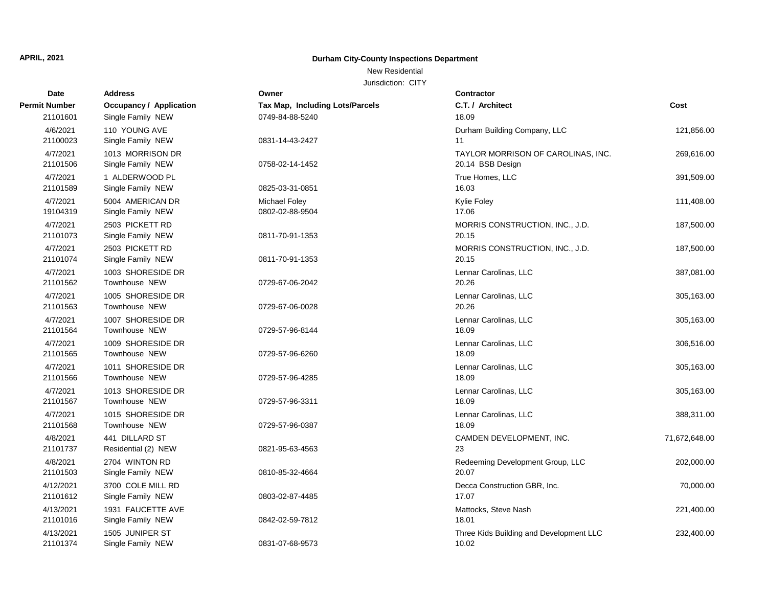**APRIL, 2021**

**Durham City-County Inspections Department**

New Residential

Jurisdiction: CITY

| Date / Permit Number | Address / Occupancy / Application | Owner / Tax Map, Including Lots/Parcels | Contractor / C.T. / Architect | Cost |
|---|---|---|---|---|
| 21101601 | Single Family NEW | 0749-84-88-5240 | 18.09 | |
| 4/6/2021 | 110 YOUNG AVE | | Durham Building Company, LLC | 121,856.00 |
| 21100023 | Single Family NEW | 0831-14-43-2427 | 11 | |
| 4/7/2021 | 1013 MORRISON DR | | TAYLOR MORRISON OF CAROLINAS, INC. | 269,616.00 |
| 21101506 | Single Family NEW | 0758-02-14-1452 | 20.14 BSB Design | |
| 4/7/2021 | 1 ALDERWOOD PL | | True Homes, LLC | 391,509.00 |
| 21101589 | Single Family NEW | 0825-03-31-0851 | 16.03 | |
| 4/7/2021 | 5004 AMERICAN DR | Michael Foley | Kylie Foley | 111,408.00 |
| 19104319 | Single Family NEW | 0802-02-88-9504 | 17.06 | |
| 4/7/2021 | 2503 PICKETT RD | | MORRIS CONSTRUCTION, INC., J.D. | 187,500.00 |
| 21101073 | Single Family NEW | 0811-70-91-1353 | 20.15 | |
| 4/7/2021 | 2503 PICKETT RD | | MORRIS CONSTRUCTION, INC., J.D. | 187,500.00 |
| 21101074 | Single Family NEW | 0811-70-91-1353 | 20.15 | |
| 4/7/2021 | 1003 SHORESIDE DR | | Lennar Carolinas, LLC | 387,081.00 |
| 21101562 | Townhouse NEW | 0729-67-06-2042 | 20.26 | |
| 4/7/2021 | 1005 SHORESIDE DR | | Lennar Carolinas, LLC | 305,163.00 |
| 21101563 | Townhouse NEW | 0729-67-06-0028 | 20.26 | |
| 4/7/2021 | 1007 SHORESIDE DR | | Lennar Carolinas, LLC | 305,163.00 |
| 21101564 | Townhouse NEW | 0729-57-96-8144 | 18.09 | |
| 4/7/2021 | 1009 SHORESIDE DR | | Lennar Carolinas, LLC | 306,516.00 |
| 21101565 | Townhouse NEW | 0729-57-96-6260 | 18.09 | |
| 4/7/2021 | 1011 SHORESIDE DR | | Lennar Carolinas, LLC | 305,163.00 |
| 21101566 | Townhouse NEW | 0729-57-96-4285 | 18.09 | |
| 4/7/2021 | 1013 SHORESIDE DR | | Lennar Carolinas, LLC | 305,163.00 |
| 21101567 | Townhouse NEW | 0729-57-96-3311 | 18.09 | |
| 4/7/2021 | 1015 SHORESIDE DR | | Lennar Carolinas, LLC | 388,311.00 |
| 21101568 | Townhouse NEW | 0729-57-96-0387 | 18.09 | |
| 4/8/2021 | 441 DILLARD ST | | CAMDEN DEVELOPMENT, INC. | 71,672,648.00 |
| 21101737 | Residential (2) NEW | 0821-95-63-4563 | 23 | |
| 4/8/2021 | 2704 WINTON RD | | Redeeming Development Group, LLC | 202,000.00 |
| 21101503 | Single Family NEW | 0810-85-32-4664 | 20.07 | |
| 4/12/2021 | 3700 COLE MILL RD | | Decca Construction GBR, Inc. | 70,000.00 |
| 21101612 | Single Family NEW | 0803-02-87-4485 | 17.07 | |
| 4/13/2021 | 1931 FAUCETTE AVE | | Mattocks, Steve Nash | 221,400.00 |
| 21101016 | Single Family NEW | 0842-02-59-7812 | 18.01 | |
| 4/13/2021 | 1505 JUNIPER ST | | Three Kids Building and Development LLC | 232,400.00 |
| 21101374 | Single Family NEW | 0831-07-68-9573 | 10.02 | |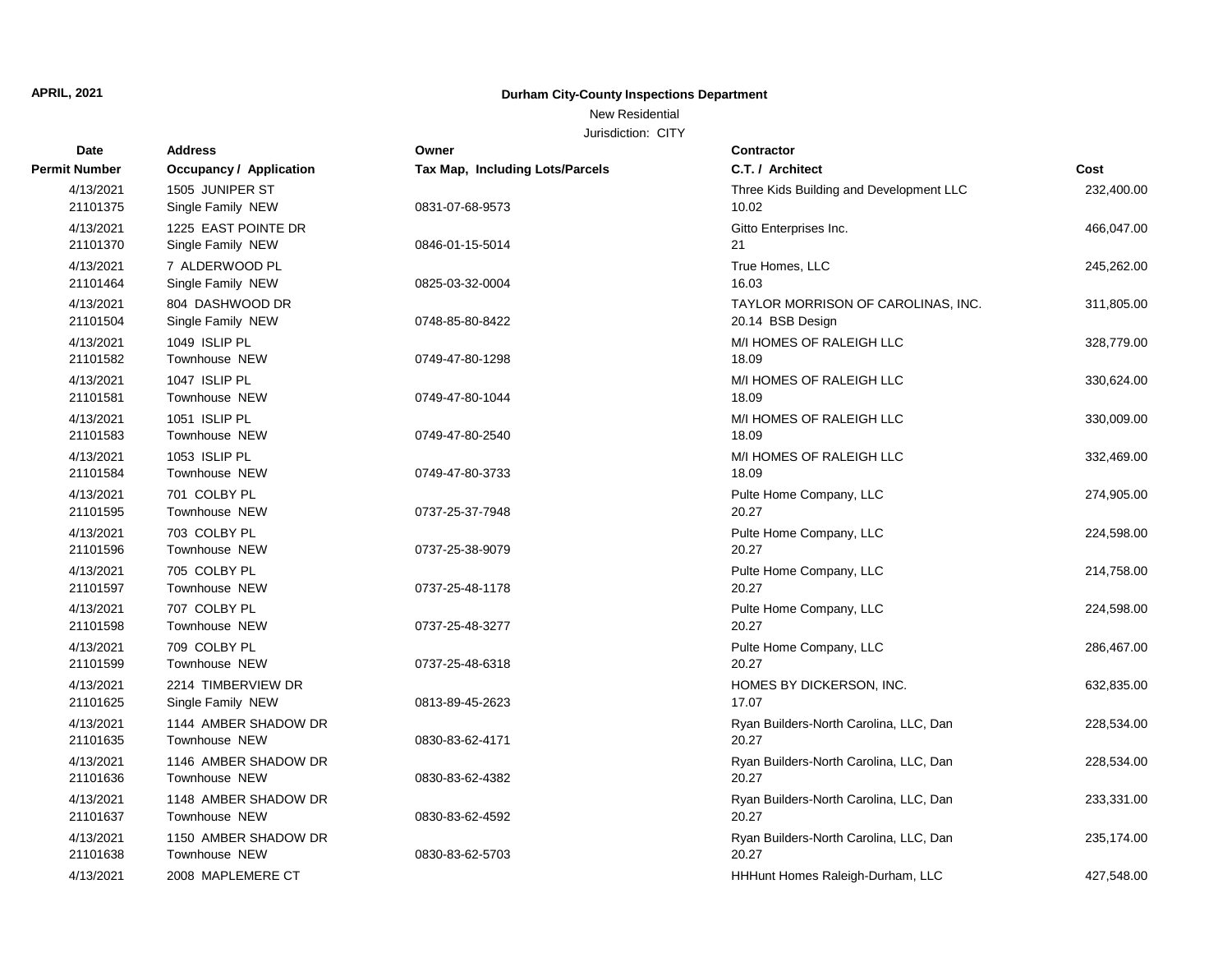**APRIL, 2021**

**Durham City-County Inspections Department**

New Residential

Jurisdiction: CITY

| Date / Permit Number | Address / Occupancy / Application | Owner / Tax Map, Including Lots/Parcels | Contractor / C.T. / Architect | Cost |
|---|---|---|---|---|
| 4/13/2021<br>21101375 | 1505 JUNIPER ST<br>Single Family NEW | <br>0831-07-68-9573 | Three Kids Building and Development LLC<br>10.02 | 232,400.00 |
| 4/13/2021<br>21101370 | 1225 EAST POINTE DR<br>Single Family NEW | <br>0846-01-15-5014 | Gitto Enterprises Inc.<br>21 | 466,047.00 |
| 4/13/2021<br>21101464 | 7 ALDERWOOD PL<br>Single Family NEW | <br>0825-03-32-0004 | True Homes, LLC<br>16.03 | 245,262.00 |
| 4/13/2021<br>21101504 | 804 DASHWOOD DR<br>Single Family NEW | <br>0748-85-80-8422 | TAYLOR MORRISON OF CAROLINAS, INC.<br>20.14 BSB Design | 311,805.00 |
| 4/13/2021<br>21101582 | 1049 ISLIP PL<br>Townhouse NEW | <br>0749-47-80-1298 | M/I HOMES OF RALEIGH LLC<br>18.09 | 328,779.00 |
| 4/13/2021<br>21101581 | 1047 ISLIP PL<br>Townhouse NEW | <br>0749-47-80-1044 | M/I HOMES OF RALEIGH LLC<br>18.09 | 330,624.00 |
| 4/13/2021<br>21101583 | 1051 ISLIP PL<br>Townhouse NEW | <br>0749-47-80-2540 | M/I HOMES OF RALEIGH LLC<br>18.09 | 330,009.00 |
| 4/13/2021<br>21101584 | 1053 ISLIP PL<br>Townhouse NEW | <br>0749-47-80-3733 | M/I HOMES OF RALEIGH LLC<br>18.09 | 332,469.00 |
| 4/13/2021<br>21101595 | 701 COLBY PL<br>Townhouse NEW | <br>0737-25-37-7948 | Pulte Home Company, LLC<br>20.27 | 274,905.00 |
| 4/13/2021<br>21101596 | 703 COLBY PL<br>Townhouse NEW | <br>0737-25-38-9079 | Pulte Home Company, LLC<br>20.27 | 224,598.00 |
| 4/13/2021<br>21101597 | 705 COLBY PL<br>Townhouse NEW | <br>0737-25-48-1178 | Pulte Home Company, LLC<br>20.27 | 214,758.00 |
| 4/13/2021<br>21101598 | 707 COLBY PL<br>Townhouse NEW | <br>0737-25-48-3277 | Pulte Home Company, LLC<br>20.27 | 224,598.00 |
| 4/13/2021<br>21101599 | 709 COLBY PL<br>Townhouse NEW | <br>0737-25-48-6318 | Pulte Home Company, LLC<br>20.27 | 286,467.00 |
| 4/13/2021<br>21101625 | 2214 TIMBERVIEW DR<br>Single Family NEW | <br>0813-89-45-2623 | HOMES BY DICKERSON, INC.<br>17.07 | 632,835.00 |
| 4/13/2021<br>21101635 | 1144 AMBER SHADOW DR<br>Townhouse NEW | <br>0830-83-62-4171 | Ryan Builders-North Carolina, LLC, Dan<br>20.27 | 228,534.00 |
| 4/13/2021<br>21101636 | 1146 AMBER SHADOW DR<br>Townhouse NEW | <br>0830-83-62-4382 | Ryan Builders-North Carolina, LLC, Dan<br>20.27 | 228,534.00 |
| 4/13/2021<br>21101637 | 1148 AMBER SHADOW DR<br>Townhouse NEW | <br>0830-83-62-4592 | Ryan Builders-North Carolina, LLC, Dan<br>20.27 | 233,331.00 |
| 4/13/2021<br>21101638 | 1150 AMBER SHADOW DR<br>Townhouse NEW | <br>0830-83-62-5703 | Ryan Builders-North Carolina, LLC, Dan<br>20.27 | 235,174.00 |
| 4/13/2021 | 2008 MAPLEMERE CT | | HHHunt Homes Raleigh-Durham, LLC | 427,548.00 |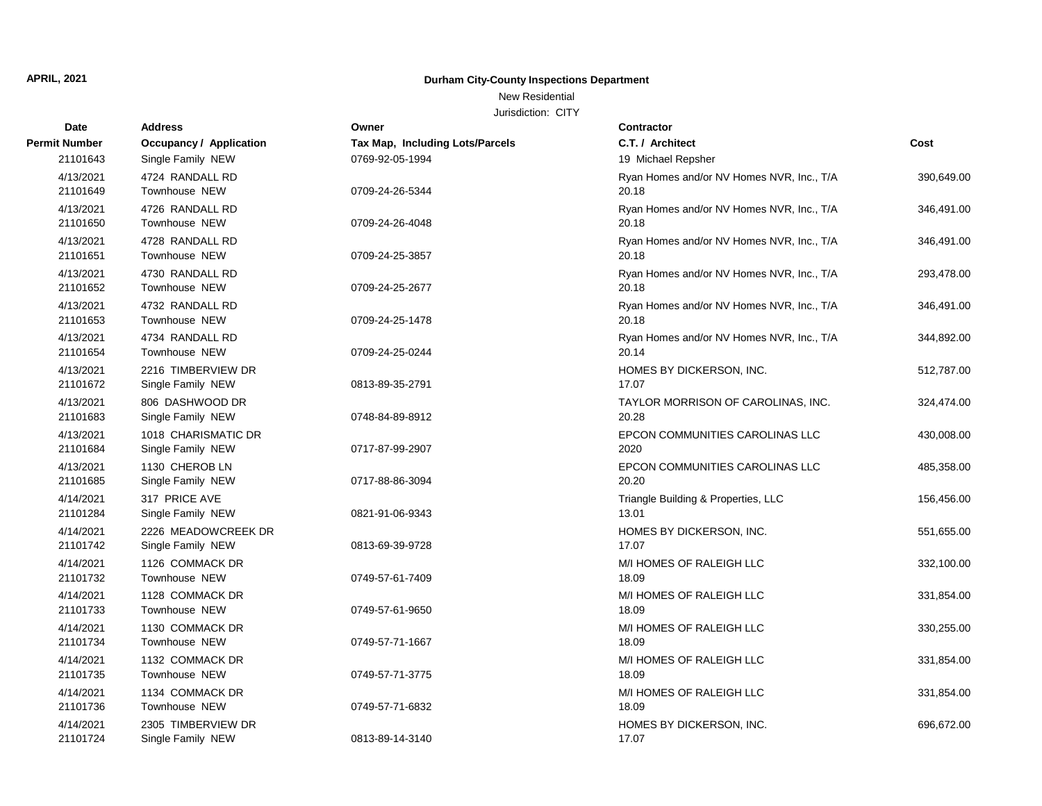**APRIL, 2021**

# Durham City-County Inspections Department

New Residential

Jurisdiction: CITY

| Date / Permit Number | Address / Occupancy / Application | Owner / Tax Map, Including Lots/Parcels | Contractor / C.T. / Architect | Cost |
|---|---|---|---|---|
| 21101643 | Single Family NEW | 0769-92-05-1994 | 19 Michael Repsher | |
| 4/13/2021<br>21101649 | 4724 RANDALL RD<br>Townhouse NEW | 0709-24-26-5344 | Ryan Homes and/or NV Homes NVR, Inc., T/A<br>20.18 | 390,649.00 |
| 4/13/2021<br>21101650 | 4726 RANDALL RD<br>Townhouse NEW | 0709-24-26-4048 | Ryan Homes and/or NV Homes NVR, Inc., T/A<br>20.18 | 346,491.00 |
| 4/13/2021<br>21101651 | 4728 RANDALL RD<br>Townhouse NEW | 0709-24-25-3857 | Ryan Homes and/or NV Homes NVR, Inc., T/A<br>20.18 | 346,491.00 |
| 4/13/2021<br>21101652 | 4730 RANDALL RD<br>Townhouse NEW | 0709-24-25-2677 | Ryan Homes and/or NV Homes NVR, Inc., T/A<br>20.18 | 293,478.00 |
| 4/13/2021<br>21101653 | 4732 RANDALL RD<br>Townhouse NEW | 0709-24-25-1478 | Ryan Homes and/or NV Homes NVR, Inc., T/A<br>20.18 | 346,491.00 |
| 4/13/2021<br>21101654 | 4734 RANDALL RD<br>Townhouse NEW | 0709-24-25-0244 | Ryan Homes and/or NV Homes NVR, Inc., T/A<br>20.14 | 344,892.00 |
| 4/13/2021<br>21101672 | 2216 TIMBERVIEW DR<br>Single Family NEW | 0813-89-35-2791 | HOMES BY DICKERSON, INC.<br>17.07 | 512,787.00 |
| 4/13/2021<br>21101683 | 806 DASHWOOD DR<br>Single Family NEW | 0748-84-89-8912 | TAYLOR MORRISON OF CAROLINAS, INC.<br>20.28 | 324,474.00 |
| 4/13/2021<br>21101684 | 1018 CHARISMATIC DR<br>Single Family NEW | 0717-87-99-2907 | EPCON COMMUNITIES CAROLINAS LLC<br>2020 | 430,008.00 |
| 4/13/2021<br>21101685 | 1130 CHEROB LN<br>Single Family NEW | 0717-88-86-3094 | EPCON COMMUNITIES CAROLINAS LLC<br>20.20 | 485,358.00 |
| 4/14/2021<br>21101284 | 317 PRICE AVE<br>Single Family NEW | 0821-91-06-9343 | Triangle Building & Properties, LLC<br>13.01 | 156,456.00 |
| 4/14/2021<br>21101742 | 2226 MEADOWCREEK DR<br>Single Family NEW | 0813-69-39-9728 | HOMES BY DICKERSON, INC.<br>17.07 | 551,655.00 |
| 4/14/2021<br>21101732 | 1126 COMMACK DR<br>Townhouse NEW | 0749-57-61-7409 | M/I HOMES OF RALEIGH LLC<br>18.09 | 332,100.00 |
| 4/14/2021<br>21101733 | 1128 COMMACK DR<br>Townhouse NEW | 0749-57-61-9650 | M/I HOMES OF RALEIGH LLC<br>18.09 | 331,854.00 |
| 4/14/2021<br>21101734 | 1130 COMMACK DR<br>Townhouse NEW | 0749-57-71-1667 | M/I HOMES OF RALEIGH LLC<br>18.09 | 330,255.00 |
| 4/14/2021<br>21101735 | 1132 COMMACK DR<br>Townhouse NEW | 0749-57-71-3775 | M/I HOMES OF RALEIGH LLC<br>18.09 | 331,854.00 |
| 4/14/2021<br>21101736 | 1134 COMMACK DR<br>Townhouse NEW | 0749-57-71-6832 | M/I HOMES OF RALEIGH LLC<br>18.09 | 331,854.00 |
| 4/14/2021<br>21101724 | 2305 TIMBERVIEW DR<br>Single Family NEW | 0813-89-14-3140 | HOMES BY DICKERSON, INC.<br>17.07 | 696,672.00 |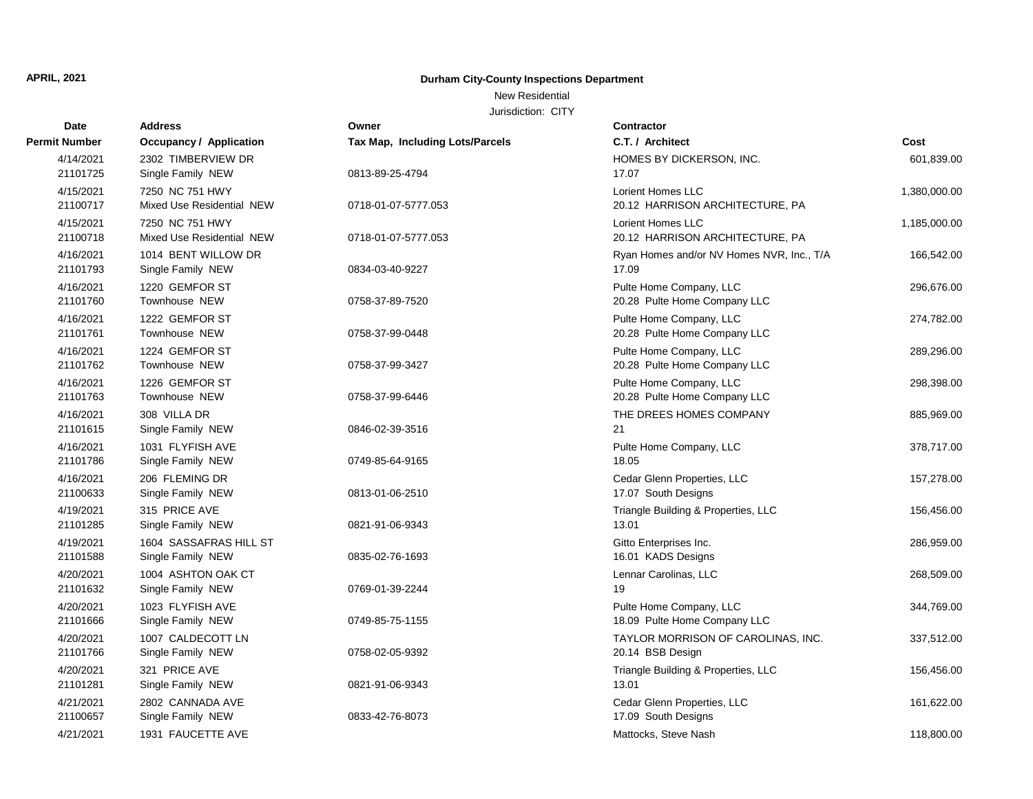**APRIL, 2021**

**Durham City-County Inspections Department**

New Residential

Jurisdiction: CITY

| Date<br>Permit Number | Address<br>Occupancy / Application | Owner<br>Tax Map, Including Lots/Parcels | Contractor<br>C.T. / Architect | Cost |
|---|---|---|---|---|
| 4/14/2021<br>21101725 | 2302 TIMBERVIEW DR<br>Single Family NEW | 0813-89-25-4794 | HOMES BY DICKERSON, INC.<br>17.07 | 601,839.00 |
| 4/15/2021<br>21100717 | 7250 NC 751 HWY<br>Mixed Use Residential NEW | 0718-01-07-5777.053 | Lorient Homes LLC<br>20.12 HARRISON ARCHITECTURE, PA | 1,380,000.00 |
| 4/15/2021<br>21100718 | 7250 NC 751 HWY<br>Mixed Use Residential NEW | 0718-01-07-5777.053 | Lorient Homes LLC<br>20.12 HARRISON ARCHITECTURE, PA | 1,185,000.00 |
| 4/16/2021<br>21101793 | 1014 BENT WILLOW DR<br>Single Family NEW | 0834-03-40-9227 | Ryan Homes and/or NV Homes NVR, Inc., T/A<br>17.09 | 166,542.00 |
| 4/16/2021<br>21101760 | 1220 GEMFOR ST<br>Townhouse NEW | 0758-37-89-7520 | Pulte Home Company, LLC<br>20.28 Pulte Home Company LLC | 296,676.00 |
| 4/16/2021<br>21101761 | 1222 GEMFOR ST<br>Townhouse NEW | 0758-37-99-0448 | Pulte Home Company, LLC<br>20.28 Pulte Home Company LLC | 274,782.00 |
| 4/16/2021<br>21101762 | 1224 GEMFOR ST<br>Townhouse NEW | 0758-37-99-3427 | Pulte Home Company, LLC<br>20.28 Pulte Home Company LLC | 289,296.00 |
| 4/16/2021<br>21101763 | 1226 GEMFOR ST<br>Townhouse NEW | 0758-37-99-6446 | Pulte Home Company, LLC<br>20.28 Pulte Home Company LLC | 298,398.00 |
| 4/16/2021<br>21101615 | 308 VILLA DR<br>Single Family NEW | 0846-02-39-3516 | THE DREES HOMES COMPANY<br>21 | 885,969.00 |
| 4/16/2021<br>21101786 | 1031 FLYFISH AVE<br>Single Family NEW | 0749-85-64-9165 | Pulte Home Company, LLC<br>18.05 | 378,717.00 |
| 4/16/2021<br>21100633 | 206 FLEMING DR<br>Single Family NEW | 0813-01-06-2510 | Cedar Glenn Properties, LLC<br>17.07 South Designs | 157,278.00 |
| 4/19/2021<br>21101285 | 315 PRICE AVE<br>Single Family NEW | 0821-91-06-9343 | Triangle Building & Properties, LLC<br>13.01 | 156,456.00 |
| 4/19/2021<br>21101588 | 1604 SASSAFRAS HILL ST<br>Single Family NEW | 0835-02-76-1693 | Gitto Enterprises Inc.<br>16.01 KADS Designs | 286,959.00 |
| 4/20/2021<br>21101632 | 1004 ASHTON OAK CT<br>Single Family NEW | 0769-01-39-2244 | Lennar Carolinas, LLC<br>19 | 268,509.00 |
| 4/20/2021<br>21101666 | 1023 FLYFISH AVE<br>Single Family NEW | 0749-85-75-1155 | Pulte Home Company, LLC<br>18.09 Pulte Home Company LLC | 344,769.00 |
| 4/20/2021<br>21101766 | 1007 CALDECOTT LN<br>Single Family NEW | 0758-02-05-9392 | TAYLOR MORRISON OF CAROLINAS, INC.<br>20.14 BSB Design | 337,512.00 |
| 4/20/2021<br>21101281 | 321 PRICE AVE<br>Single Family NEW | 0821-91-06-9343 | Triangle Building & Properties, LLC<br>13.01 | 156,456.00 |
| 4/21/2021<br>21100657 | 2802 CANNADA AVE<br>Single Family NEW | 0833-42-76-8073 | Cedar Glenn Properties, LLC<br>17.09 South Designs | 161,622.00 |
| 4/21/2021 | 1931 FAUCETTE AVE | | Mattocks, Steve Nash | 118,800.00 |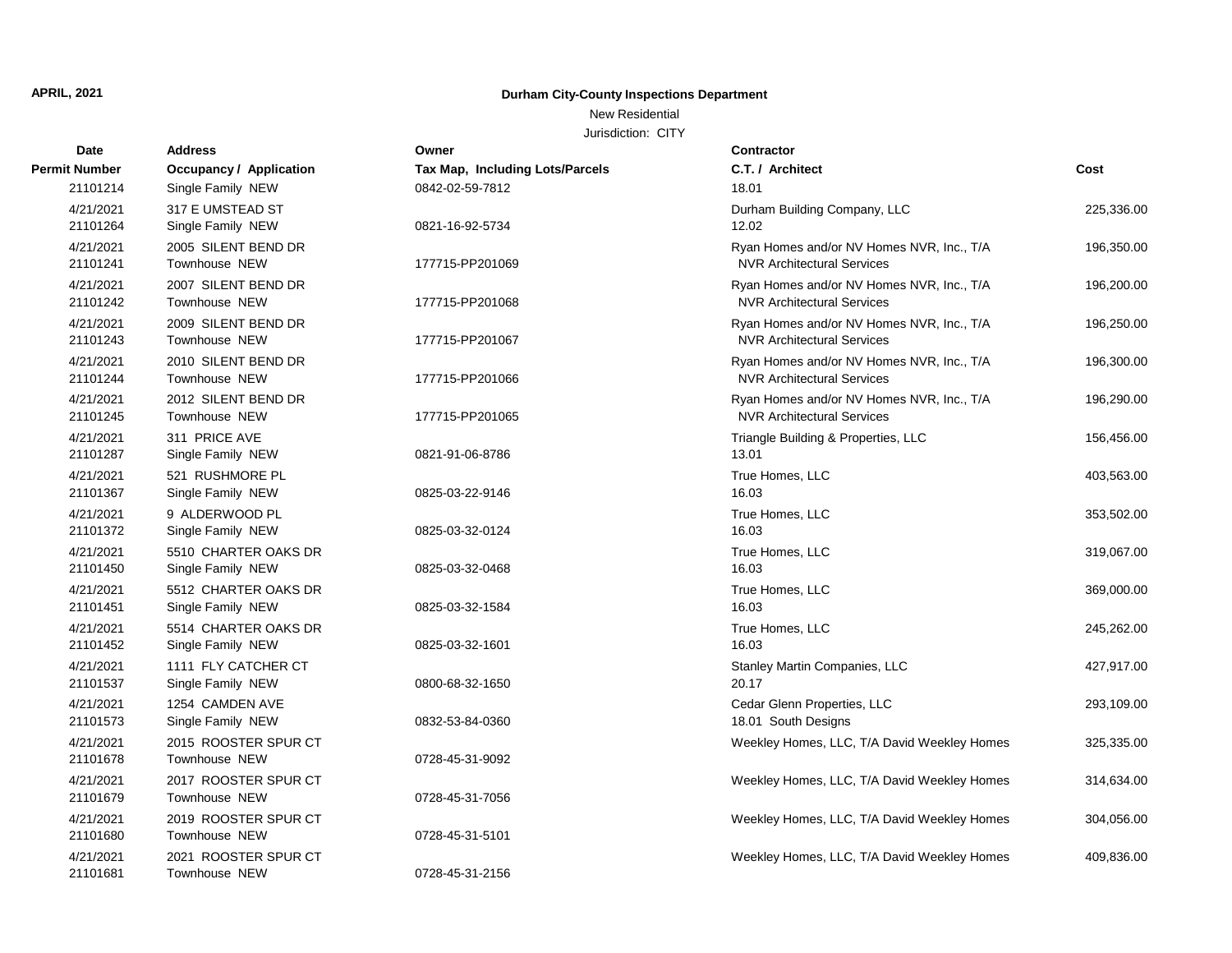**APRIL, 2021**

**Durham City-County Inspections Department**

New Residential

Jurisdiction: CITY

| Date<br>Permit Number | Address<br>Occupancy / Application | Owner<br>Tax Map, Including Lots/Parcels | Contractor<br>C.T. / Architect | Cost |
|---|---|---|---|---|
| 21101214 | Single Family NEW | 0842-02-59-7812 | 18.01 | |
| 4/21/2021 | 317 E UMSTEAD ST | | Durham Building Company, LLC | 225,336.00 |
| 21101264 | Single Family NEW | 0821-16-92-5734 | 12.02 | |
| 4/21/2021 | 2005 SILENT BEND DR | | Ryan Homes and/or NV Homes NVR, Inc., T/A | 196,350.00 |
| 21101241 | Townhouse NEW | 177715-PP201069 | NVR Architectural Services | |
| 4/21/2021 | 2007 SILENT BEND DR | | Ryan Homes and/or NV Homes NVR, Inc., T/A | 196,200.00 |
| 21101242 | Townhouse NEW | 177715-PP201068 | NVR Architectural Services | |
| 4/21/2021 | 2009 SILENT BEND DR | | Ryan Homes and/or NV Homes NVR, Inc., T/A | 196,250.00 |
| 21101243 | Townhouse NEW | 177715-PP201067 | NVR Architectural Services | |
| 4/21/2021 | 2010 SILENT BEND DR | | Ryan Homes and/or NV Homes NVR, Inc., T/A | 196,300.00 |
| 21101244 | Townhouse NEW | 177715-PP201066 | NVR Architectural Services | |
| 4/21/2021 | 2012 SILENT BEND DR | | Ryan Homes and/or NV Homes NVR, Inc., T/A | 196,290.00 |
| 21101245 | Townhouse NEW | 177715-PP201065 | NVR Architectural Services | |
| 4/21/2021 | 311 PRICE AVE | | Triangle Building & Properties, LLC | 156,456.00 |
| 21101287 | Single Family NEW | 0821-91-06-8786 | 13.01 | |
| 4/21/2021 | 521 RUSHMORE PL | | True Homes, LLC | 403,563.00 |
| 21101367 | Single Family NEW | 0825-03-22-9146 | 16.03 | |
| 4/21/2021 | 9 ALDERWOOD PL | | True Homes, LLC | 353,502.00 |
| 21101372 | Single Family NEW | 0825-03-32-0124 | 16.03 | |
| 4/21/2021 | 5510 CHARTER OAKS DR | | True Homes, LLC | 319,067.00 |
| 21101450 | Single Family NEW | 0825-03-32-0468 | 16.03 | |
| 4/21/2021 | 5512 CHARTER OAKS DR | | True Homes, LLC | 369,000.00 |
| 21101451 | Single Family NEW | 0825-03-32-1584 | 16.03 | |
| 4/21/2021 | 5514 CHARTER OAKS DR | | True Homes, LLC | 245,262.00 |
| 21101452 | Single Family NEW | 0825-03-32-1601 | 16.03 | |
| 4/21/2021 | 1111 FLY CATCHER CT | | Stanley Martin Companies, LLC | 427,917.00 |
| 21101537 | Single Family NEW | 0800-68-32-1650 | 20.17 | |
| 4/21/2021 | 1254 CAMDEN AVE | | Cedar Glenn Properties, LLC | 293,109.00 |
| 21101573 | Single Family NEW | 0832-53-84-0360 | 18.01 South Designs | |
| 4/21/2021 | 2015 ROOSTER SPUR CT | | Weekley Homes, LLC, T/A David Weekley Homes | 325,335.00 |
| 21101678 | Townhouse NEW | 0728-45-31-9092 | | |
| 4/21/2021 | 2017 ROOSTER SPUR CT | | Weekley Homes, LLC, T/A David Weekley Homes | 314,634.00 |
| 21101679 | Townhouse NEW | 0728-45-31-7056 | | |
| 4/21/2021 | 2019 ROOSTER SPUR CT | | Weekley Homes, LLC, T/A David Weekley Homes | 304,056.00 |
| 21101680 | Townhouse NEW | 0728-45-31-5101 | | |
| 4/21/2021 | 2021 ROOSTER SPUR CT | | Weekley Homes, LLC, T/A David Weekley Homes | 409,836.00 |
| 21101681 | Townhouse NEW | 0728-45-31-2156 | | |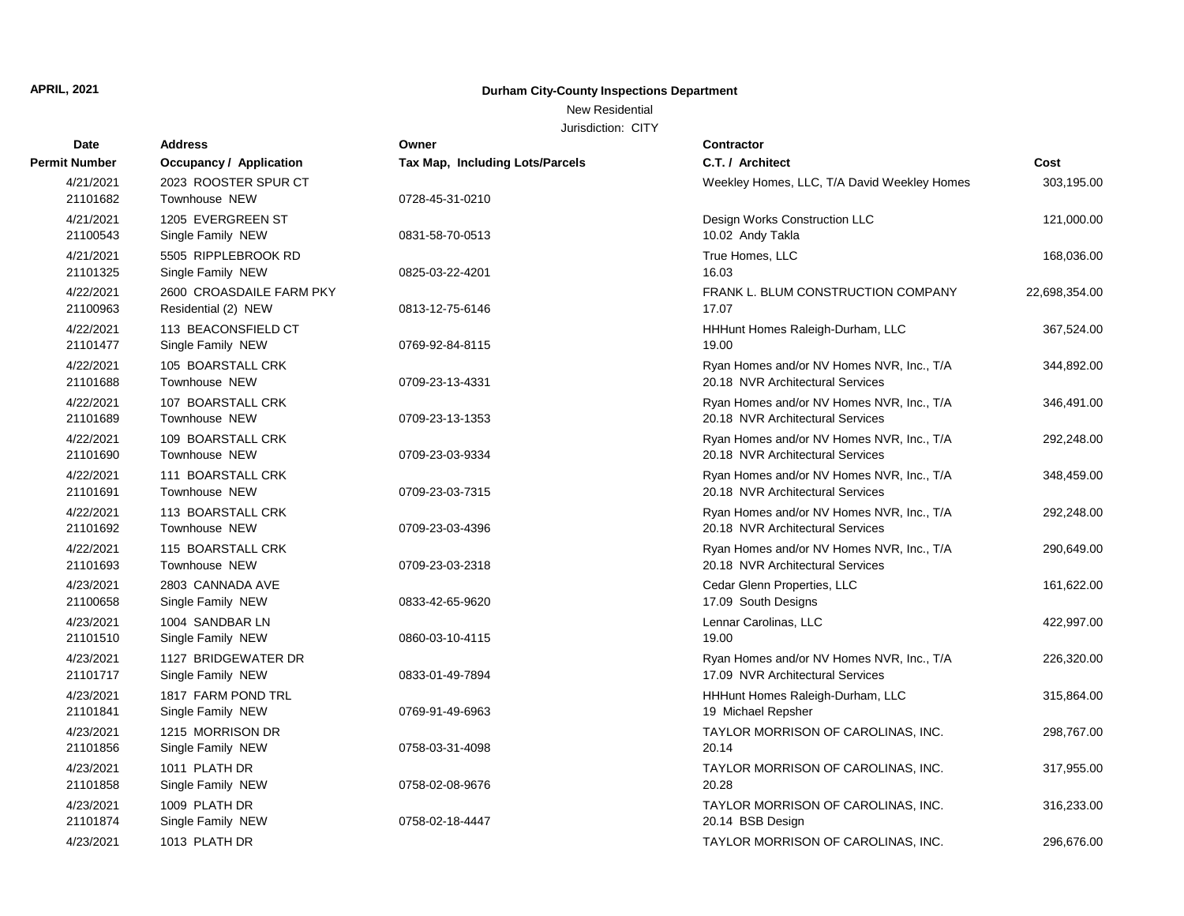**APRIL, 2021**

**Durham City-County Inspections Department**

New Residential

Jurisdiction: CITY

| Date<br>Permit Number | Address<br>Occupancy / Application | Owner<br>Tax Map, Including Lots/Parcels | Contractor<br>C.T. / Architect | Cost |
|---|---|---|---|---|
| 4/21/2021<br>21101682 | 2023 ROOSTER SPUR CT<br>Townhouse NEW | 0728-45-31-0210 | Weekley Homes, LLC, T/A David Weekley Homes | 303,195.00 |
| 4/21/2021<br>21100543 | 1205 EVERGREEN ST<br>Single Family NEW | 0831-58-70-0513 | Design Works Construction LLC<br>10.02 Andy Takla | 121,000.00 |
| 4/21/2021<br>21101325 | 5505 RIPPLEBROOK RD<br>Single Family NEW | 0825-03-22-4201 | True Homes, LLC<br>16.03 | 168,036.00 |
| 4/22/2021<br>21100963 | 2600 CROASDAILE FARM PKY<br>Residential (2) NEW | 0813-12-75-6146 | FRANK L. BLUM CONSTRUCTION COMPANY<br>17.07 | 22,698,354.00 |
| 4/22/2021<br>21101477 | 113 BEACONSFIELD CT<br>Single Family NEW | 0769-92-84-8115 | HHHunt Homes Raleigh-Durham, LLC<br>19.00 | 367,524.00 |
| 4/22/2021<br>21101688 | 105 BOARSTALL CRK<br>Townhouse NEW | 0709-23-13-4331 | Ryan Homes and/or NV Homes NVR, Inc., T/A<br>20.18 NVR Architectural Services | 344,892.00 |
| 4/22/2021<br>21101689 | 107 BOARSTALL CRK<br>Townhouse NEW | 0709-23-13-1353 | Ryan Homes and/or NV Homes NVR, Inc., T/A<br>20.18 NVR Architectural Services | 346,491.00 |
| 4/22/2021<br>21101690 | 109 BOARSTALL CRK<br>Townhouse NEW | 0709-23-03-9334 | Ryan Homes and/or NV Homes NVR, Inc., T/A<br>20.18 NVR Architectural Services | 292,248.00 |
| 4/22/2021<br>21101691 | 111 BOARSTALL CRK<br>Townhouse NEW | 0709-23-03-7315 | Ryan Homes and/or NV Homes NVR, Inc., T/A<br>20.18 NVR Architectural Services | 348,459.00 |
| 4/22/2021<br>21101692 | 113 BOARSTALL CRK<br>Townhouse NEW | 0709-23-03-4396 | Ryan Homes and/or NV Homes NVR, Inc., T/A<br>20.18 NVR Architectural Services | 292,248.00 |
| 4/22/2021<br>21101693 | 115 BOARSTALL CRK<br>Townhouse NEW | 0709-23-03-2318 | Ryan Homes and/or NV Homes NVR, Inc., T/A<br>20.18 NVR Architectural Services | 290,649.00 |
| 4/23/2021<br>21100658 | 2803 CANNADA AVE<br>Single Family NEW | 0833-42-65-9620 | Cedar Glenn Properties, LLC<br>17.09 South Designs | 161,622.00 |
| 4/23/2021<br>21101510 | 1004 SANDBAR LN<br>Single Family NEW | 0860-03-10-4115 | Lennar Carolinas, LLC<br>19.00 | 422,997.00 |
| 4/23/2021<br>21101717 | 1127 BRIDGEWATER DR<br>Single Family NEW | 0833-01-49-7894 | Ryan Homes and/or NV Homes NVR, Inc., T/A<br>17.09 NVR Architectural Services | 226,320.00 |
| 4/23/2021<br>21101841 | 1817 FARM POND TRL<br>Single Family NEW | 0769-91-49-6963 | HHHunt Homes Raleigh-Durham, LLC<br>19 Michael Repsher | 315,864.00 |
| 4/23/2021<br>21101856 | 1215 MORRISON DR<br>Single Family NEW | 0758-03-31-4098 | TAYLOR MORRISON OF CAROLINAS, INC.<br>20.14 | 298,767.00 |
| 4/23/2021<br>21101858 | 1011 PLATH DR<br>Single Family NEW | 0758-02-08-9676 | TAYLOR MORRISON OF CAROLINAS, INC.<br>20.28 | 317,955.00 |
| 4/23/2021<br>21101874 | 1009 PLATH DR<br>Single Family NEW | 0758-02-18-4447 | TAYLOR MORRISON OF CAROLINAS, INC.<br>20.14 BSB Design | 316,233.00 |
| 4/23/2021 | 1013 PLATH DR | | TAYLOR MORRISON OF CAROLINAS, INC. | 296,676.00 |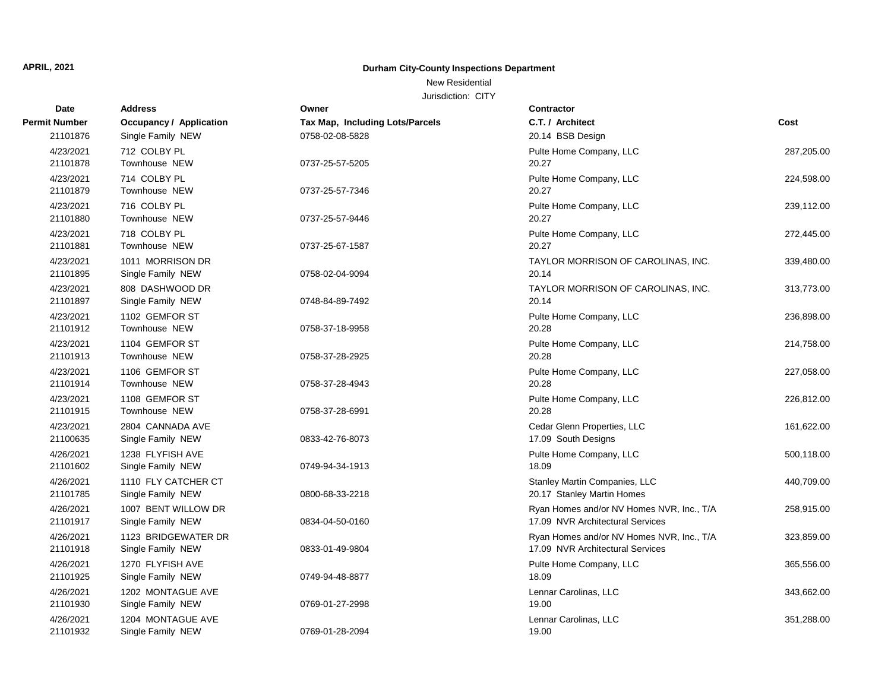**APRIL, 2021**

## Durham City-County Inspections Department

New Residential

Jurisdiction: CITY

| Date<br>Permit Number | Address<br>Occupancy / Application | Owner<br>Tax Map, Including Lots/Parcels | Contractor<br>C.T. / Architect | Cost |
|---|---|---|---|---|
| 21101876 | Single Family NEW | 0758-02-08-5828 | 20.14 BSB Design | |
| 4/23/2021 | 712 COLBY PL | | Pulte Home Company, LLC | 287,205.00 |
| 21101878 | Townhouse NEW | 0737-25-57-5205 | 20.27 | |
| 4/23/2021 | 714 COLBY PL | | Pulte Home Company, LLC | 224,598.00 |
| 21101879 | Townhouse NEW | 0737-25-57-7346 | 20.27 | |
| 4/23/2021 | 716 COLBY PL | | Pulte Home Company, LLC | 239,112.00 |
| 21101880 | Townhouse NEW | 0737-25-57-9446 | 20.27 | |
| 4/23/2021 | 718 COLBY PL | | Pulte Home Company, LLC | 272,445.00 |
| 21101881 | Townhouse NEW | 0737-25-67-1587 | 20.27 | |
| 4/23/2021 | 1011 MORRISON DR | | TAYLOR MORRISON OF CAROLINAS, INC. | 339,480.00 |
| 21101895 | Single Family NEW | 0758-02-04-9094 | 20.14 | |
| 4/23/2021 | 808 DASHWOOD DR | | TAYLOR MORRISON OF CAROLINAS, INC. | 313,773.00 |
| 21101897 | Single Family NEW | 0748-84-89-7492 | 20.14 | |
| 4/23/2021 | 1102 GEMFOR ST | | Pulte Home Company, LLC | 236,898.00 |
| 21101912 | Townhouse NEW | 0758-37-18-9958 | 20.28 | |
| 4/23/2021 | 1104 GEMFOR ST | | Pulte Home Company, LLC | 214,758.00 |
| 21101913 | Townhouse NEW | 0758-37-28-2925 | 20.28 | |
| 4/23/2021 | 1106 GEMFOR ST | | Pulte Home Company, LLC | 227,058.00 |
| 21101914 | Townhouse NEW | 0758-37-28-4943 | 20.28 | |
| 4/23/2021 | 1108 GEMFOR ST | | Pulte Home Company, LLC | 226,812.00 |
| 21101915 | Townhouse NEW | 0758-37-28-6991 | 20.28 | |
| 4/23/2021 | 2804 CANNADA AVE | | Cedar Glenn Properties, LLC | 161,622.00 |
| 21100635 | Single Family NEW | 0833-42-76-8073 | 17.09 South Designs | |
| 4/26/2021 | 1238 FLYFISH AVE | | Pulte Home Company, LLC | 500,118.00 |
| 21101602 | Single Family NEW | 0749-94-34-1913 | 18.09 | |
| 4/26/2021 | 1110 FLY CATCHER CT | | Stanley Martin Companies, LLC | 440,709.00 |
| 21101785 | Single Family NEW | 0800-68-33-2218 | 20.17 Stanley Martin Homes | |
| 4/26/2021 | 1007 BENT WILLOW DR | | Ryan Homes and/or NV Homes NVR, Inc., T/A | 258,915.00 |
| 21101917 | Single Family NEW | 0834-04-50-0160 | 17.09 NVR Architectural Services | |
| 4/26/2021 | 1123 BRIDGEWATER DR | | Ryan Homes and/or NV Homes NVR, Inc., T/A | 323,859.00 |
| 21101918 | Single Family NEW | 0833-01-49-9804 | 17.09 NVR Architectural Services | |
| 4/26/2021 | 1270 FLYFISH AVE | | Pulte Home Company, LLC | 365,556.00 |
| 21101925 | Single Family NEW | 0749-94-48-8877 | 18.09 | |
| 4/26/2021 | 1202 MONTAGUE AVE | | Lennar Carolinas, LLC | 343,662.00 |
| 21101930 | Single Family NEW | 0769-01-27-2998 | 19.00 | |
| 4/26/2021 | 1204 MONTAGUE AVE | | Lennar Carolinas, LLC | 351,288.00 |
| 21101932 | Single Family NEW | 0769-01-28-2094 | 19.00 | |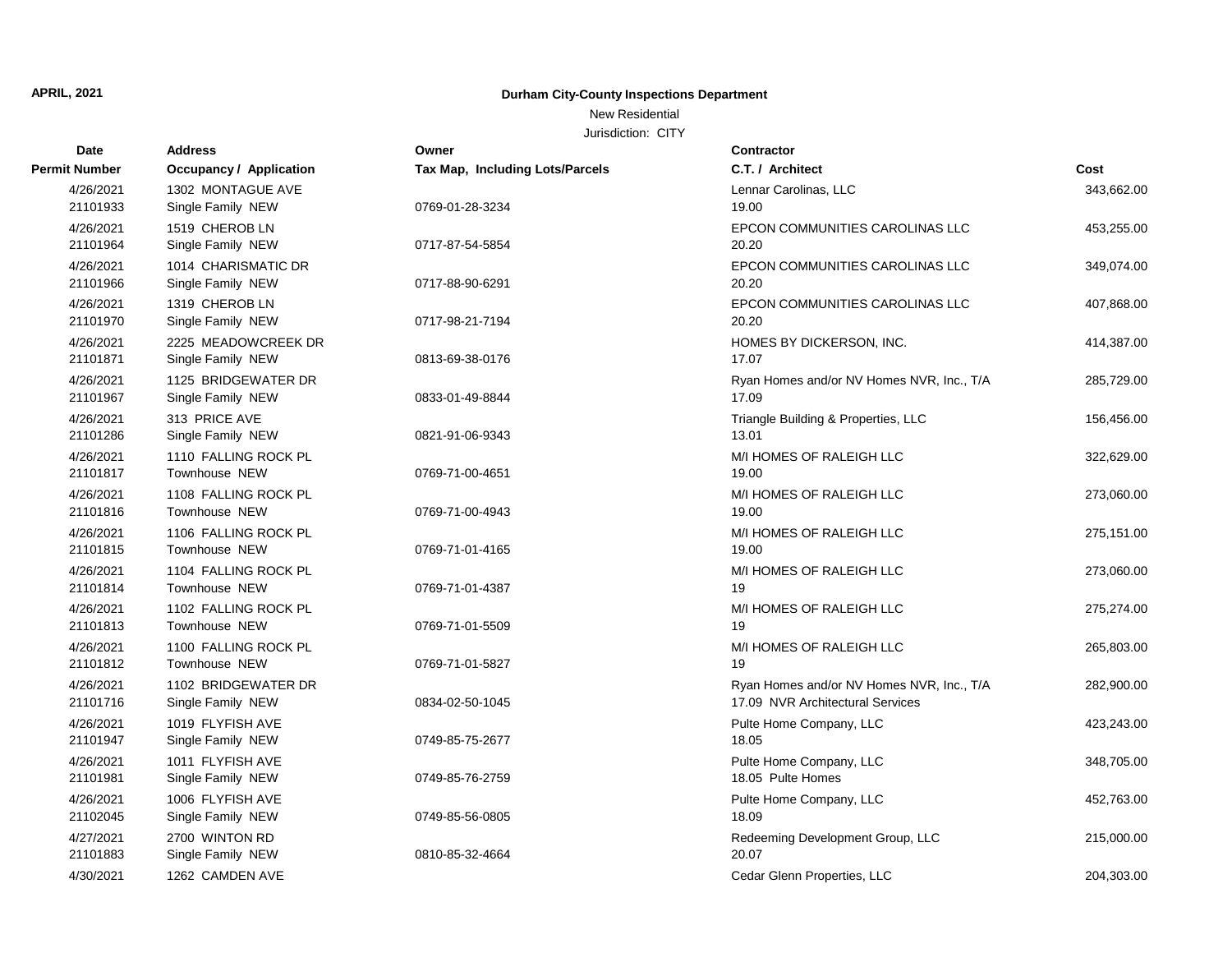**APRIL, 2021**

**Durham City-County Inspections Department**

New Residential

Jurisdiction: CITY

| Date<br>Permit Number | Address<br>Occupancy / Application | Owner<br>Tax Map, Including Lots/Parcels | Contractor<br>C.T. / Architect | Cost |
|---|---|---|---|---|
| 4/26/2021<br>21101933 | 1302 MONTAGUE AVE<br>Single Family NEW | <br>0769-01-28-3234 | Lennar Carolinas, LLC<br>19.00 | 343,662.00 |
| 4/26/2021<br>21101964 | 1519 CHEROB LN<br>Single Family NEW | <br>0717-87-54-5854 | EPCON COMMUNITIES CAROLINAS LLC<br>20.20 | 453,255.00 |
| 4/26/2021<br>21101966 | 1014 CHARISMATIC DR<br>Single Family NEW | <br>0717-88-90-6291 | EPCON COMMUNITIES CAROLINAS LLC<br>20.20 | 349,074.00 |
| 4/26/2021<br>21101970 | 1319 CHEROB LN<br>Single Family NEW | <br>0717-98-21-7194 | EPCON COMMUNITIES CAROLINAS LLC<br>20.20 | 407,868.00 |
| 4/26/2021<br>21101871 | 2225 MEADOWCREEK DR<br>Single Family NEW | <br>0813-69-38-0176 | HOMES BY DICKERSON, INC.<br>17.07 | 414,387.00 |
| 4/26/2021<br>21101967 | 1125 BRIDGEWATER DR<br>Single Family NEW | <br>0833-01-49-8844 | Ryan Homes and/or NV Homes NVR, Inc., T/A<br>17.09 | 285,729.00 |
| 4/26/2021<br>21101286 | 313 PRICE AVE<br>Single Family NEW | <br>0821-91-06-9343 | Triangle Building & Properties, LLC<br>13.01 | 156,456.00 |
| 4/26/2021<br>21101817 | 1110 FALLING ROCK PL<br>Townhouse NEW | <br>0769-71-00-4651 | M/I HOMES OF RALEIGH LLC<br>19.00 | 322,629.00 |
| 4/26/2021<br>21101816 | 1108 FALLING ROCK PL<br>Townhouse NEW | <br>0769-71-00-4943 | M/I HOMES OF RALEIGH LLC<br>19.00 | 273,060.00 |
| 4/26/2021<br>21101815 | 1106 FALLING ROCK PL<br>Townhouse NEW | <br>0769-71-01-4165 | M/I HOMES OF RALEIGH LLC<br>19.00 | 275,151.00 |
| 4/26/2021<br>21101814 | 1104 FALLING ROCK PL<br>Townhouse NEW | <br>0769-71-01-4387 | M/I HOMES OF RALEIGH LLC<br>19 | 273,060.00 |
| 4/26/2021<br>21101813 | 1102 FALLING ROCK PL<br>Townhouse NEW | <br>0769-71-01-5509 | M/I HOMES OF RALEIGH LLC<br>19 | 275,274.00 |
| 4/26/2021<br>21101812 | 1100 FALLING ROCK PL<br>Townhouse NEW | <br>0769-71-01-5827 | M/I HOMES OF RALEIGH LLC<br>19 | 265,803.00 |
| 4/26/2021<br>21101716 | 1102 BRIDGEWATER DR<br>Single Family NEW | <br>0834-02-50-1045 | Ryan Homes and/or NV Homes NVR, Inc., T/A<br>17.09 NVR Architectural Services | 282,900.00 |
| 4/26/2021<br>21101947 | 1019 FLYFISH AVE<br>Single Family NEW | <br>0749-85-75-2677 | Pulte Home Company, LLC<br>18.05 | 423,243.00 |
| 4/26/2021<br>21101981 | 1011 FLYFISH AVE<br>Single Family NEW | <br>0749-85-76-2759 | Pulte Home Company, LLC<br>18.05 Pulte Homes | 348,705.00 |
| 4/26/2021<br>21102045 | 1006 FLYFISH AVE<br>Single Family NEW | <br>0749-85-56-0805 | Pulte Home Company, LLC<br>18.09 | 452,763.00 |
| 4/27/2021<br>21101883 | 2700 WINTON RD<br>Single Family NEW | <br>0810-85-32-4664 | Redeeming Development Group, LLC<br>20.07 | 215,000.00 |
| 4/30/2021 | 1262 CAMDEN AVE | | Cedar Glenn Properties, LLC | 204,303.00 |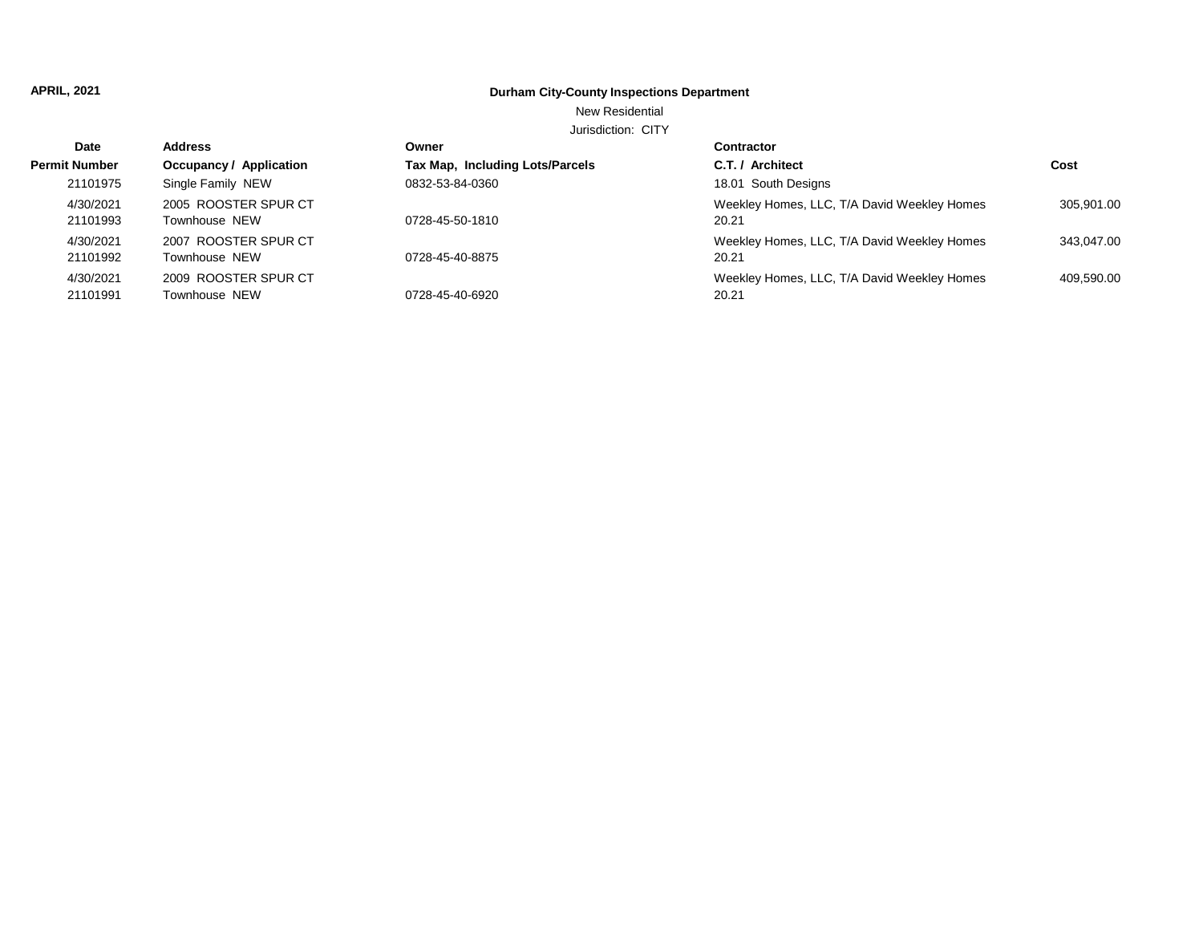APRIL, 2021

**Durham City-County Inspections Department**

New Residential

Jurisdiction: CITY

| Date<br>Permit Number | Address<br>Occupancy / Application | Owner<br>Tax Map, Including Lots/Parcels | Contractor<br>C.T. / Architect | Cost |
|---|---|---|---|---|
| 21101975 | Single Family NEW | 0832-53-84-0360 | 18.01 South Designs | |
| 4/30/2021<br>21101993 | 2005 ROOSTER SPUR CT<br>Townhouse NEW | 0728-45-50-1810 | Weekley Homes, LLC, T/A David Weekley Homes<br>20.21 | 305,901.00 |
| 4/30/2021<br>21101992 | 2007 ROOSTER SPUR CT<br>Townhouse NEW | 0728-45-40-8875 | Weekley Homes, LLC, T/A David Weekley Homes<br>20.21 | 343,047.00 |
| 4/30/2021<br>21101991 | 2009 ROOSTER SPUR CT<br>Townhouse NEW | 0728-45-40-6920 | Weekley Homes, LLC, T/A David Weekley Homes<br>20.21 | 409,590.00 |